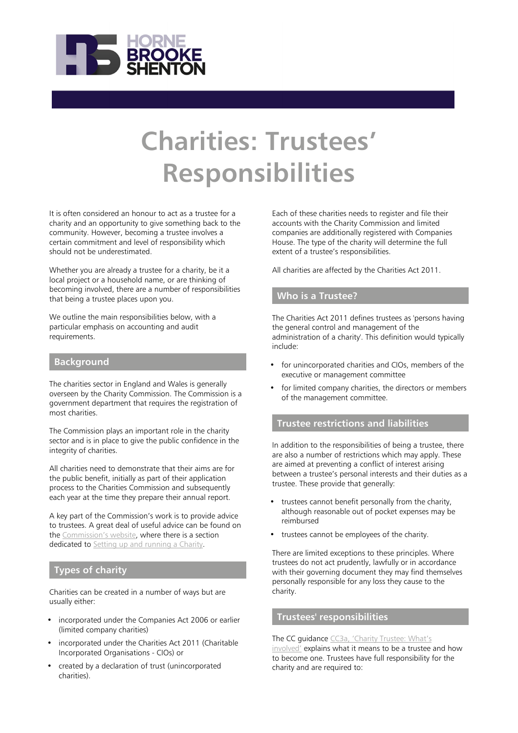# Charities: Trustees' Responsibilities

It is often considered an honour to act as a trustee for a charity and an opportunity to give something back to the community. However, becoming a trustee involves a certain commitment and level of responsibility which should not be underestimated.

Whether you are already a trustee for a charity, be it a local project or a household name, or are thinking of becoming involved, there are a number of responsibilities that being a trustee places upon you.

We outline the main responsibilities below, with a particular emphasis on accounting and audit requirements.

## Background

The charities sector in England and Wales is generally overseen by the Charity Commission. The Commission is a government department that requires the registration of most charities.

The Commission plays an important role in the charity sector and is in place to give the public confidence in the integrity of charities.

All charities need to demonstrate that their aims are for the public benefit, initially as part of their application process to the Charities Commission and subsequently each year at the time they prepare their annual report.

A key part of the Commission's work is to provide advice to trustees. A great deal of useful advice can be found on the Commission's website, where there is a section dedicated to Setting up and running a Charity.

## Types of charity

Charities can be created in a number of ways but are usually either:

- incorporated under the Companies Act 2006 or earlier (limited company charities)
- incorporated under the Charities Act 2011 (Charitable Incorporated Organisations - CIOs) or
- created by a declaration of trust (unincorporated charities).

Each of these charities needs to register and file their accounts with the Charity Commission and limited companies are additionally registered with Companies House. The type of the charity will determine the full extent of a trustee's responsibilities.

All charities are affected by the Charities Act 2011.

## Who is a Trustee?

The Charities Act 2011 defines trustees as 'persons having the general control and management of the administration of a charity'. This definition would typically include:

- for unincorporated charities and CIOs, members of the executive or management committee
- for limited company charities, the directors or members of the management committee.

## Trustee restrictions and liabilities

In addition to the responsibilities of being a trustee, there are also a number of restrictions which may apply. These are aimed at preventing a conflict of interest arising between a trustee's personal interests and their duties as a trustee. These provide that generally:

- trustees cannot benefit personally from the charity, although reasonable out of pocket expenses may be reimbursed
- trustees cannot be employees of the charity.

There are limited exceptions to these principles. Where trustees do not act prudently, lawfully or in accordance with their governing document they may find themselves personally responsible for any loss they cause to the charity.

## Trustees' responsibilities

The CC guidance CC3a, 'Charity Trustee: What's involved' explains what it means to be a trustee and how to become one. Trustees have full responsibility for the charity and are required to: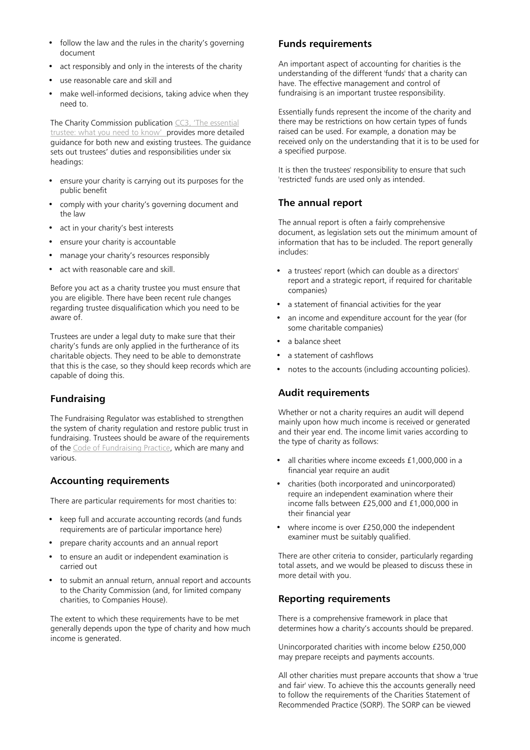- follow the law and the rules in the charity's governing document
- act responsibly and only in the interests of the charity
- use reasonable care and skill and
- make well-informed decisions, taking advice when they need to.

The Charity Commission publication CC3, 'The essential trustee: what you need to know' provides more detailed guidance for both new and existing trustees. The guidance sets out trustees' duties and responsibilities under six headings:

- ensure your charity is carrying out its purposes for the public benefit
- comply with your charity's governing document and the law
- act in your charity's best interests
- ensure your charity is accountable
- manage your charity's resources responsibly
- act with reasonable care and skill.

Before you act as a charity trustee you must ensure that you are eligible. There have been recent rule changes regarding trustee disqualification which you need to be aware of.

Trustees are under a legal duty to make sure that their charity's funds are only applied in the furtherance of its charitable objects. They need to be able to demonstrate that this is the case, so they should keep records which are capable of doing this.

## Fundraising

The Fundraising Regulator was established to strengthen the system of charity regulation and restore public trust in fundraising. Trustees should be aware of the requirements of the Code of Fundraising Practice, which are many and various.

## Accounting requirements

There are particular requirements for most charities to:

- keep full and accurate accounting records (and funds requirements are of particular importance here)
- prepare charity accounts and an annual report
- to ensure an audit or independent examination is carried out
- to submit an annual return, annual report and accounts to the Charity Commission (and, for limited company charities, to Companies House).

The extent to which these requirements have to be met generally depends upon the type of charity and how much income is generated.

## Funds requirements

An important aspect of accounting for charities is the understanding of the different 'funds' that a charity can have. The effective management and control of fundraising is an important trustee responsibility.

Essentially funds represent the income of the charity and there may be restrictions on how certain types of funds raised can be used. For example, a donation may be received only on the understanding that it is to be used for a specified purpose.

It is then the trustees' responsibility to ensure that such 'restricted' funds are used only as intended.

## The annual report

The annual report is often a fairly comprehensive document, as legislation sets out the minimum amount of information that has to be included. The report generally includes:

- a trustees' report (which can double as a directors' report and a strategic report, if required for charitable companies)
- a statement of financial activities for the year
- an income and expenditure account for the year (for some charitable companies)
- a balance sheet
- a statement of cashflows
- notes to the accounts (including accounting policies).

## Audit requirements

Whether or not a charity requires an audit will depend mainly upon how much income is received or generated and their year end. The income limit varies according to the type of charity as follows:

- all charities where income exceeds £1,000,000 in a financial year require an audit
- charities (both incorporated and unincorporated) require an independent examination where their income falls between £25,000 and £1,000,000 in their financial year
- where income is over £250,000 the independent examiner must be suitably qualified.

There are other criteria to consider, particularly regarding total assets, and we would be pleased to discuss these in more detail with you.

## Reporting requirements

There is a comprehensive framework in place that determines how a charity's accounts should be prepared.

Unincorporated charities with income below £250,000 may prepare receipts and payments accounts.

All other charities must prepare accounts that show a 'true and fair' view. To achieve this the accounts generally need to follow the requirements of the Charities Statement of Recommended Practice (SORP). The SORP can be viewed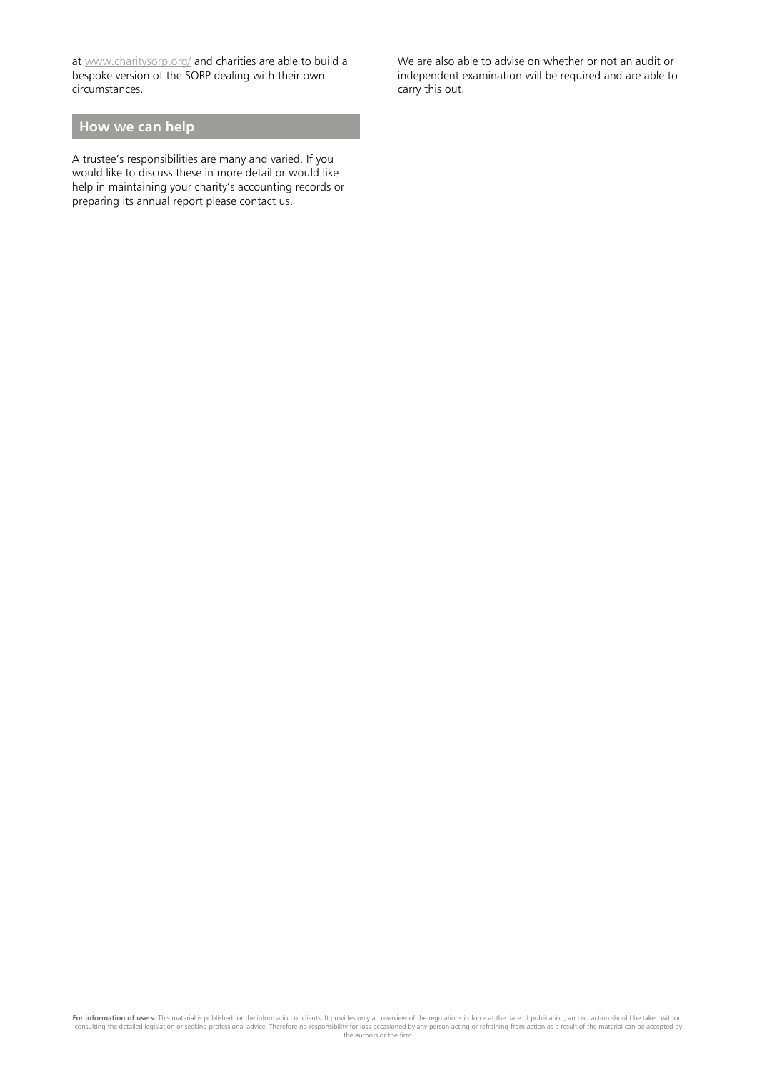at www.charitysorp.org/ and charities are able to build a bespoke version of the SORP dealing with their own circumstances.

## How we can help

A trustee's responsibilities are many and varied. If you would like to discuss these in more detail or would like help in maintaining your charity's accounting records or preparing its annual report please contact us.

We are also able to advise on whether or not an audit or independent examination will be required and are able to carry this out.

**For information of users:** This material is published for the information of clients. It provides only an overview of the regulations in force at the date of publication, and no action should be taken without consulting the detailed legislation or seeking professional advice. Therefore no responsibility for loss occasioned by any person acting or refraining from action as a result of the material can be accepted by the authors or the firm.